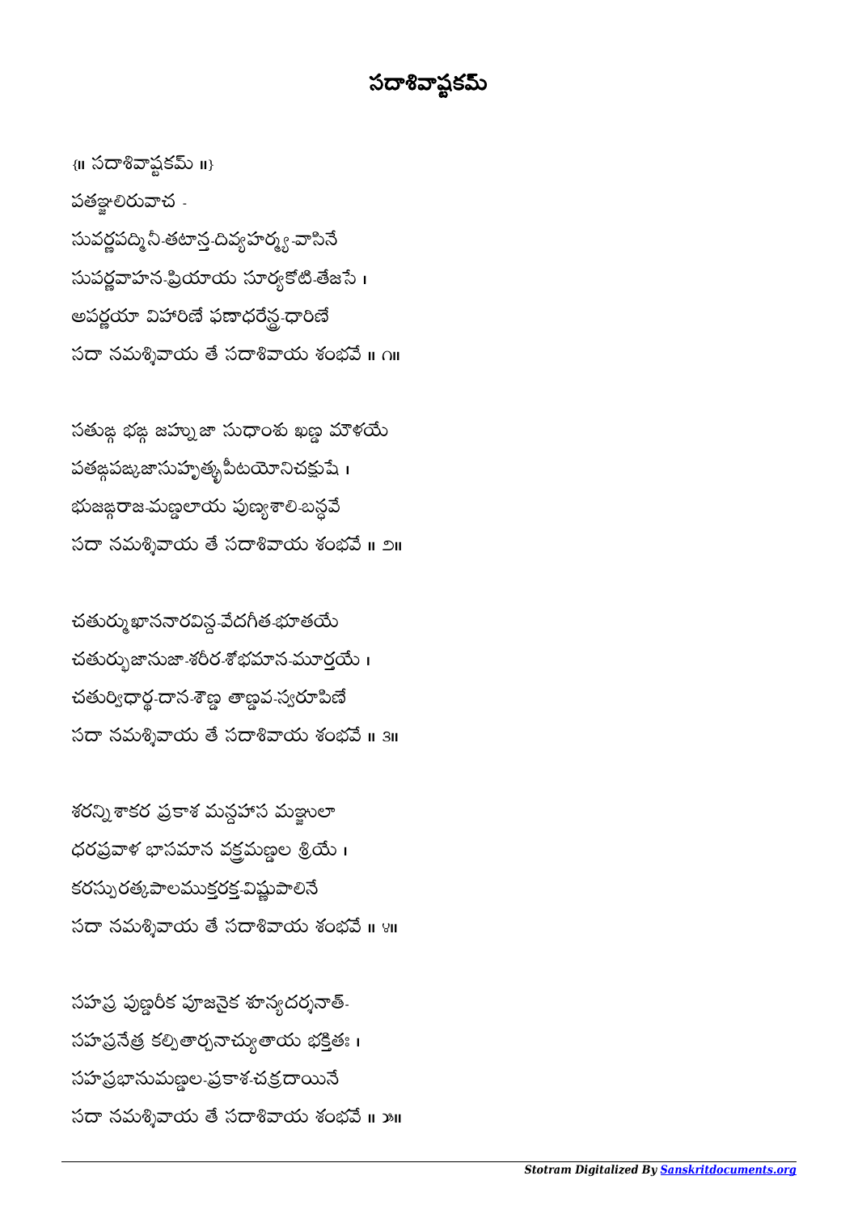# సదాశివాష్టకమ్

{॥ సదాశివాష్టకమ్ ॥}

పతఞ్జలిరువాచ -

సువర్ణపద్మినీ-తటాన్త-దివ్యహర్మ్య-వాసినే
సుపర్ణవాహన-ప్రియాయ సూర్యకోటి-తేజసే ।
అపర్ణయా విహారిణే ఫణాధరేన్ద్ర-ధారిణే
సదా నమశ్శివాయ తే సదాశివాయ శంభవే ॥ ౧॥

సతుఙ్గ భఙ్గ జహ్నుజా సుధాంశు ఖణ్డ మౌళయే
పతఙ్గపఙ్కజాసుహృత్కృపీటయోనిచక్షుషే ।
భుజఙ్గరాజ-మణ్డలాయ పుణ్యశాలి-బన్ధవే
సదా నమశ్శివాయ తే సదాశివాయ శంభవే ॥ ౨॥

చతుర్ముఖాననారవిన్ద-వేదగీత-భూతయే
చతుర్భుజానుజా-శరీర-శోభమాన-మూర్తయే ।
చతుర్విధార్థ-దాన-శౌణ్డ తాణ్డవ-స్వరూపిణే
సదా నమశ్శివాయ తే సదాశివాయ శంభవే ॥ ౩॥

శరన్నిశాకర ప్రకాశ మన్దహాస మఞ్జులా
ధరప్రవాళ భాసమాన వక్త్రమణ్డల శ్రియే ।
కరస్ఫురత్కపాలముక్తరక్త-విష్ణుపాలినే
సదా నమశ్శివాయ తే సదాశివాయ శంభవే ॥ ౪॥

సహస్ర పుణ్డరీక పూజనైక శూన్యదర్శనాత్-
సహస్రనేత్ర కల్పితార్చనాచ్యుతాయ భక్తితః ।
సహస్రభానుమణ్డల-ప్రకాశ-చక్రదాయినే
సదా నమశ్శివాయ తే సదాశివాయ శంభవే ॥ ౫॥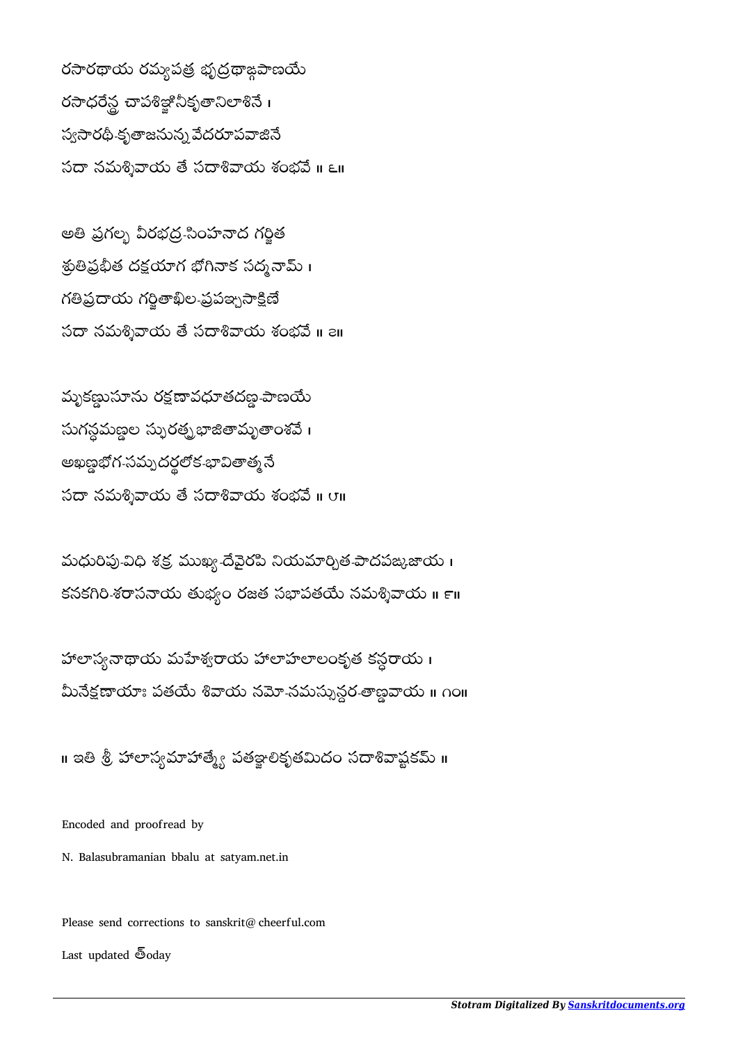రసారథాయ రమ్యపత్ర భృద్రథాఙ్గపాణయే
రసాధరేన్ద్ర చాపశిఞ్జినీకృతానిలాశినే ।
స్వసారథీ-కృతాజనున్నవేదరూపవాజినే
సదా నమశ్శివాయ తే సదాశివాయ శంభవే ॥ ౬॥

అతి ప్రగల్భ వీరభద్ర-సింహనాద గర్జిత
శ్రుతిప్రభీత దక్షయాగ భోగినాక సద్మనామ్ ।
గతిప్రదాయ గర్జితాఖిల-ప్రపఞ్చసాక్షిణే
సదా నమశ్శివాయ తే సదాశివాయ శంభవే ॥ ౭॥

మృకణ్డుసూను రక్షణావధూతదణ్డ-పాణయే
సుగన్ధమణ్డల స్ఫురత్ప్రభాజితామృతాంశవే ।
అఖణ్డభోగ-సమ్పదర్థలోక-భావితాత్మనే
సదా నమశ్శివాయ తే సదాశివాయ శంభవే ॥ ౮॥

మధురిపు-విధి శక్ర ముఖ్య-దేవైరపి నియమార్చిత-పాదపఙ్కజాయ ।
కనకగిరి-శరాసనాయ తుభ్యం రజత సభాపతయే నమశ్శివాయ ॥ ౯॥

హాలాస్యనాథాయ మహేశ్వరాయ హాలాహలాలంకృత కన్ధరాయ ।
మీనేక్షణాయాః పతయే శివాయ నమో-నమస్సున్దర-తాణ్డవాయ ॥ ౧౦॥

॥ ఇతి శ్రీ హాలాస్యమాహాత్మ్యే పతఞ్జలికృతమిదం సదాశివాష్టకమ్ ॥

Encoded and proofread by

N. Balasubramanian bbalu at satyam.net.in

Please send corrections to sanskrit@cheerful.com

Last updated తోday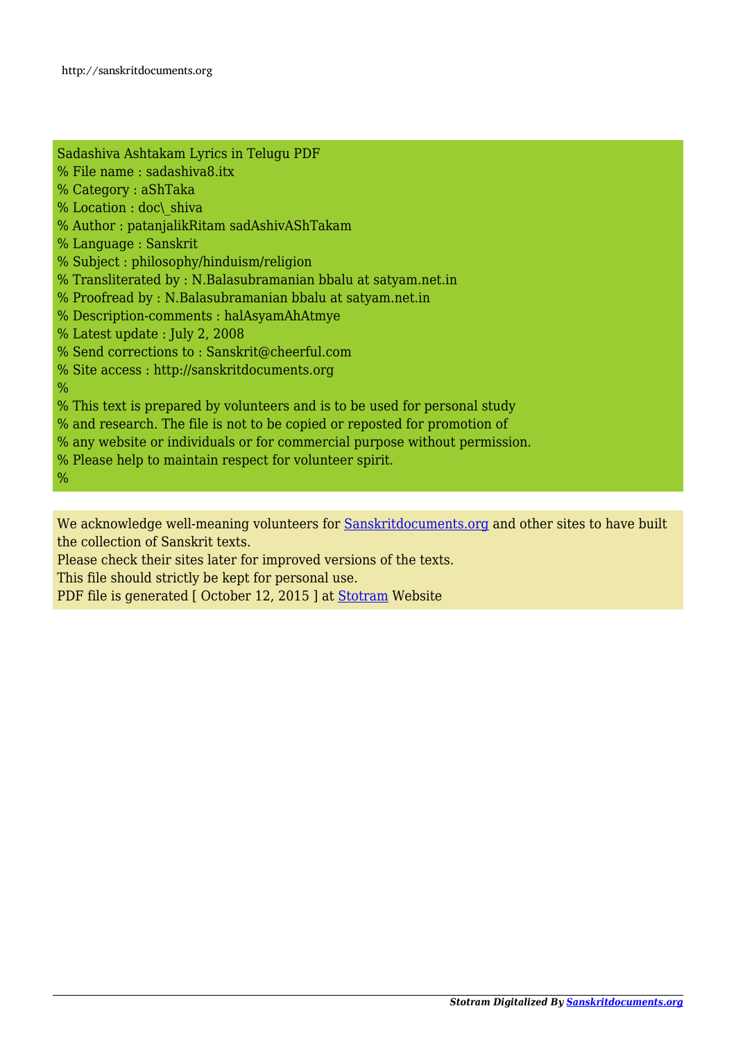Sadashiva Ashtakam Lyrics in Telugu PDF
% File name : sadashiva8.itx
% Category : aShTaka
% Location : doc\_shiva
% Author : patanjalikRitam sadAshivAShTakam
% Language : Sanskrit
% Subject : philosophy/hinduism/religion
% Transliterated by : N.Balasubramanian bbalu at satyam.net.in
% Proofread by : N.Balasubramanian bbalu at satyam.net.in
% Description-comments : halAsyamAhAtmye
% Latest update : July 2, 2008
% Send corrections to : Sanskrit@cheerful.com
% Site access : http://sanskritdocuments.org
%
% This text is prepared by volunteers and is to be used for personal study
% and research. The file is not to be copied or reposted for promotion of
% any website or individuals or for commercial purpose without permission.
% Please help to maintain respect for volunteer spirit.
%

We acknowledge well-meaning volunteers for Sanskritdocuments.org and other sites to have built the collection of Sanskrit texts.
Please check their sites later for improved versions of the texts.
This file should strictly be kept for personal use.
PDF file is generated [ October 12, 2015 ] at Stotram Website